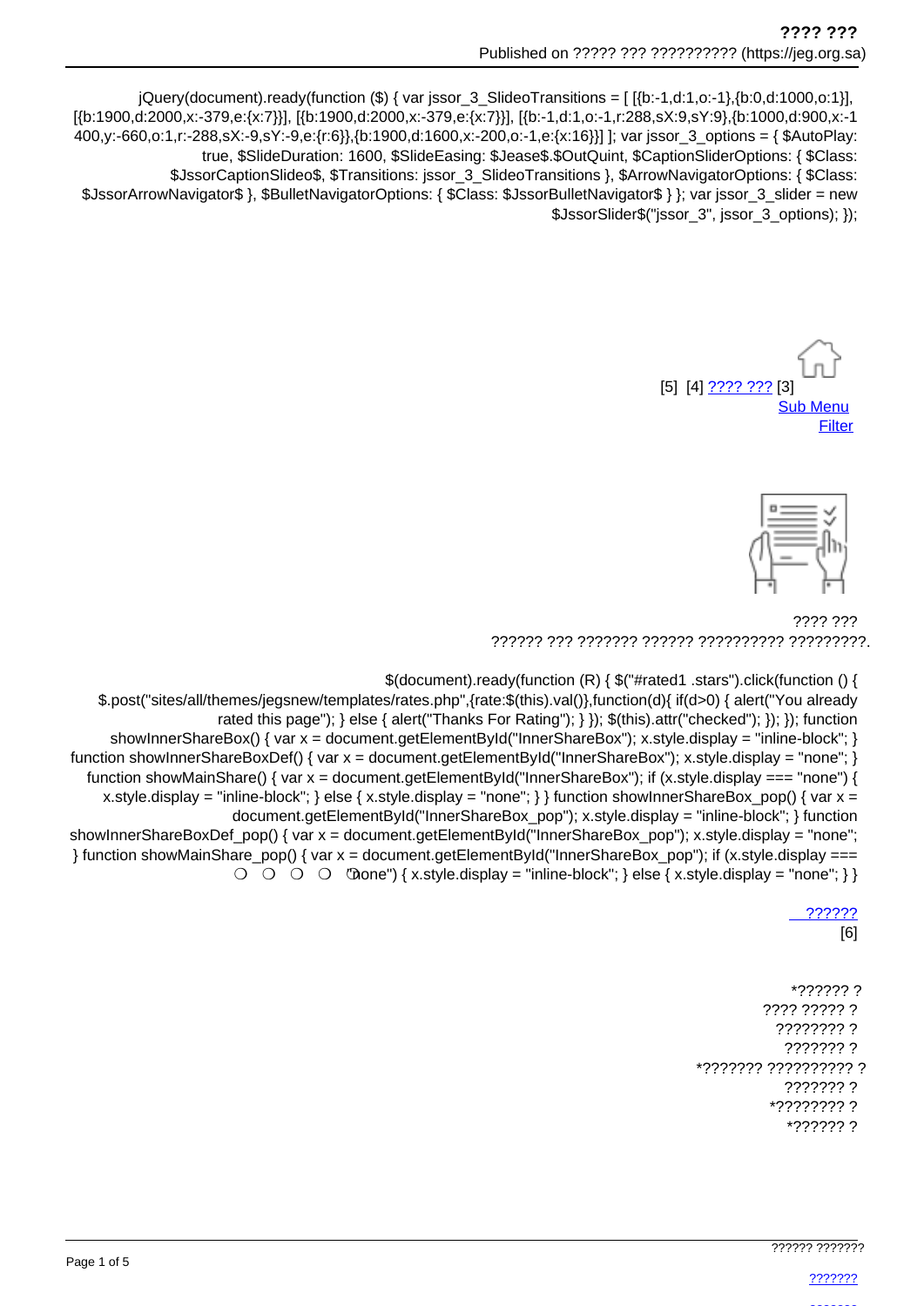jQuery(document).ready(function ($) { var jssor_3_SlideoTransitions = [ [{b:-1,d:1,o:-1},{b:0,d:1000,o:1}], [{b:1900,d:2000,x:-379,e:{x:7}}], [{b:1900,d:2000,x:-379,e:{x:7}}], [{b:-1,d:1,o:-1,r:288,sX:9,sY:9},{b:1000,d:900,x:-1400,y:-660,o:1,r:-288,sX:-9,sY:-9,e:{r:6}},{b:1900,d:1600,x:-200,o:-1,e:{x:16}}] ]; var jssor_3_options = { $AutoPlay: true, $SlideDuration: 1600, $SlideEasing: $Jease$.$OutQuint, $CaptionSliderOptions: { $Class: $JssorCaptionSlideo$, $Transitions: jssor_3_SlideoTransitions }, $ArrowNavigatorOptions: { $Class: $JssorArrowNavigator$ }, $BulletNavigatorOptions: { $Class: $JssorBulletNavigator$ } }; var jssor_3_slider = new $JssorSlider$("jssor_3", jssor_3_options); });

[5] [4] ???? ??? [3]
Sub Menu
Filter

???? ???
?????? ??? ??????? ?????? ?????????? ?????????.

$(document).ready(function (R) { $("#rated1 .stars").click(function () { $.post("sites/all/themes/jegsnew/templates/rates.php",{rate:$(this).val()},function(d){ if(d>0) { alert("You already rated this page"); } else { alert("Thanks For Rating"); } }); $(this).attr("checked"); }); }); function showInnerShareBox() { var x = document.getElementById("InnerShareBox"); x.style.display = "inline-block"; } function showInnerShareBoxDef() { var x = document.getElementById("InnerShareBox"); x.style.display = "none"; } function showMainShare() { var x = document.getElementById("InnerShareBox"); if (x.style.display === "none") { x.style.display = "inline-block"; } else { x.style.display = "none"; } } function showInnerShareBox_pop() { var x = document.getElementById("InnerShareBox_pop"); x.style.display = "inline-block"; } function showInnerShareBoxDef_pop() { var x = document.getElementById("InnerShareBox_pop"); x.style.display = "none"; } function showMainShare_pop() { var x = document.getElementById("InnerShareBox_pop"); if (x.style.display === "none") { x.style.display = "inline-block"; } else { x.style.display = "none"; } }

??????
[6]

*?????? ?
???? ????? ?
???????? ?
??????? ?
*??????? ?????????? ?
??????? ?
*???????? ?
*?????? ?

?????? ???????
???????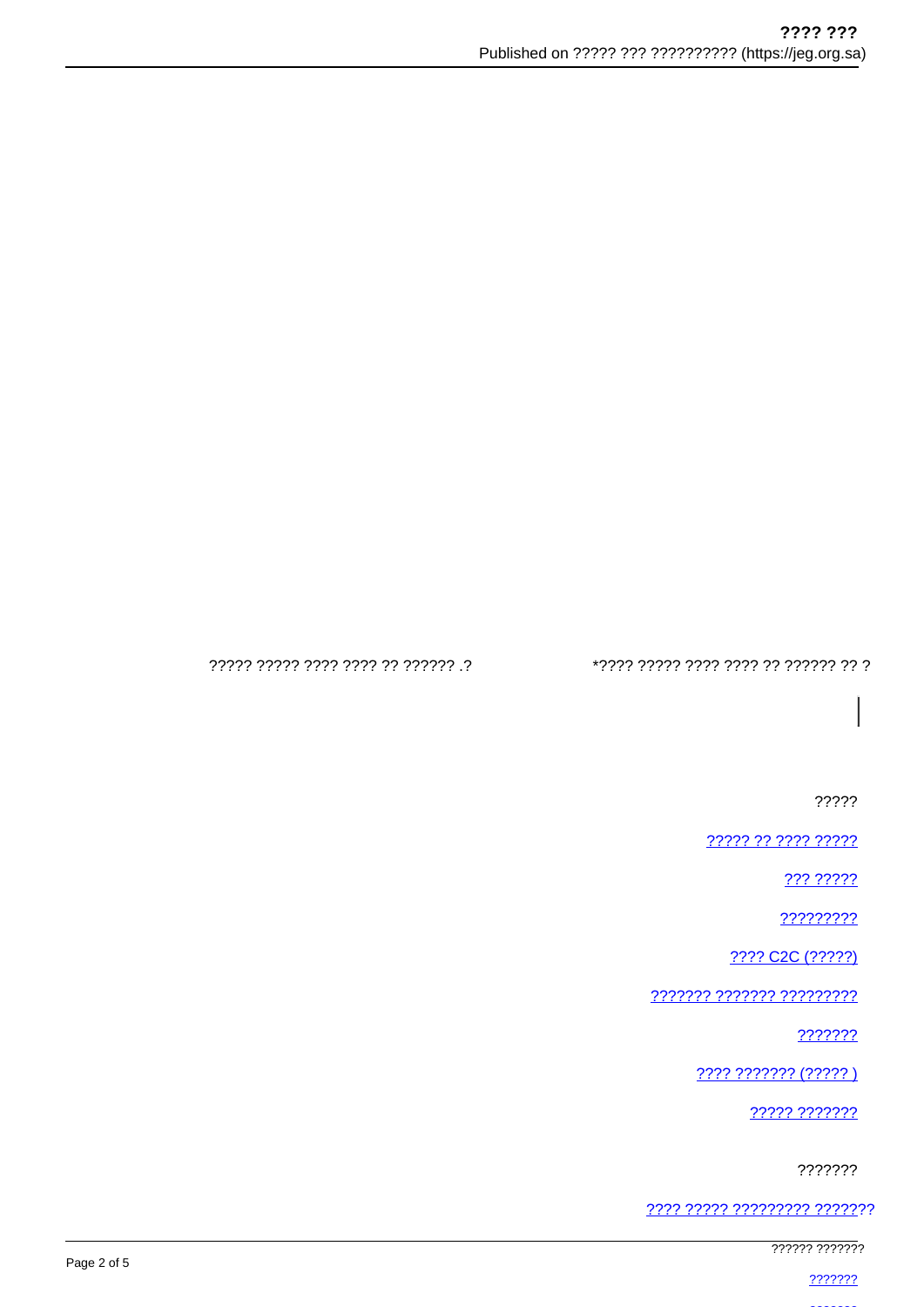????? ????? ???? ???? ?? ?????? .?

*???? ????? ???? ???? ?? ?????? ?? ?

?????

[????? ?? ???? ?????]

[??? ?????]

[?????????]

[???? C2C (?????)]

[??????? ??????? ?????????]

[???????]

[???? ??????? (????? )]

[????? ???????]

???????

[???? ????? ????????? ???????]

?????? ???????

[???????]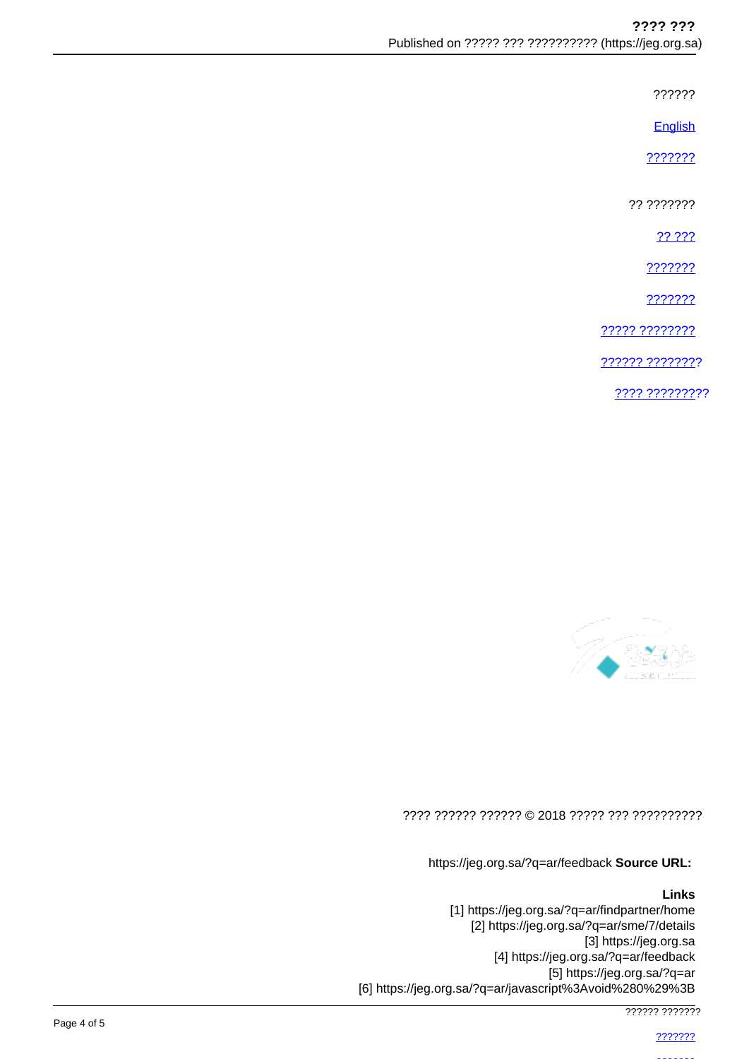??????

English

???????

?? ???????

?? ???

???????

???????

????? ????????

?????? ????????

???? ?????????

???? ?????? ?????? © 2018 ????? ??? ??????????

https://jeg.org.sa/?q=ar/feedback **Source URL:**

**Links**

[1] https://jeg.org.sa/?q=ar/findpartner/home
[2] https://jeg.org.sa/?q=ar/sme/7/details
[3] https://jeg.org.sa
[4] https://jeg.org.sa/?q=ar/feedback
[5] https://jeg.org.sa/?q=ar
[6] https://jeg.org.sa/?q=ar/javascript%3Avoid%280%29%3B

?????? ???????

???????